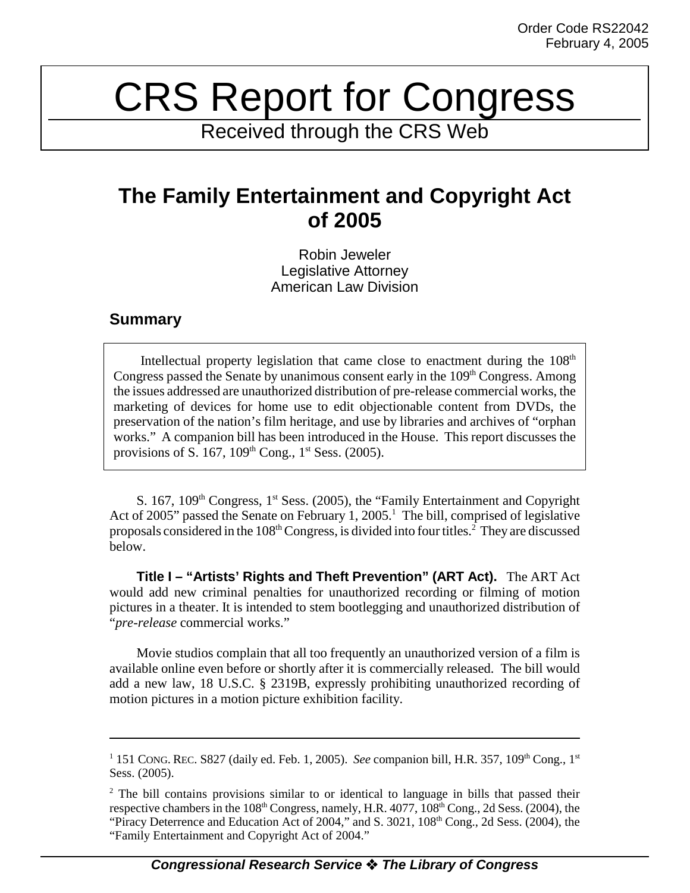Order Code RS22042
February 4, 2005

# CRS Report for Congress

Received through the CRS Web

## The Family Entertainment and Copyright Act of 2005

Robin Jeweler
Legislative Attorney
American Law Division

### Summary

Intellectual property legislation that came close to enactment during the 108th Congress passed the Senate by unanimous consent early in the 109th Congress. Among the issues addressed are unauthorized distribution of pre-release commercial works, the marketing of devices for home use to edit objectionable content from DVDs, the preservation of the nation's film heritage, and use by libraries and archives of "orphan works." A companion bill has been introduced in the House. This report discusses the provisions of S. 167, 109th Cong., 1st Sess. (2005).

S. 167, 109th Congress, 1st Sess. (2005), the "Family Entertainment and Copyright Act of 2005" passed the Senate on February 1, 2005.[1] The bill, comprised of legislative proposals considered in the 108th Congress, is divided into four titles.[2] They are discussed below.

**Title I – "Artists' Rights and Theft Prevention" (ART Act).** The ART Act would add new criminal penalties for unauthorized recording or filming of motion pictures in a theater. It is intended to stem bootlegging and unauthorized distribution of "*pre-release* commercial works."

Movie studios complain that all too frequently an unauthorized version of a film is available online even before or shortly after it is commercially released. The bill would add a new law, 18 U.S.C. § 2319B, expressly prohibiting unauthorized recording of motion pictures in a motion picture exhibition facility.

---

[1] 151 CONG. REC. S827 (daily ed. Feb. 1, 2005). *See* companion bill, H.R. 357, 109th Cong., 1st Sess. (2005).

[2] The bill contains provisions similar to or identical to language in bills that passed their respective chambers in the 108th Congress, namely, H.R. 4077, 108th Cong., 2d Sess. (2004), the "Piracy Deterrence and Education Act of 2004," and S. 3021, 108th Cong., 2d Sess. (2004), the "Family Entertainment and Copyright Act of 2004."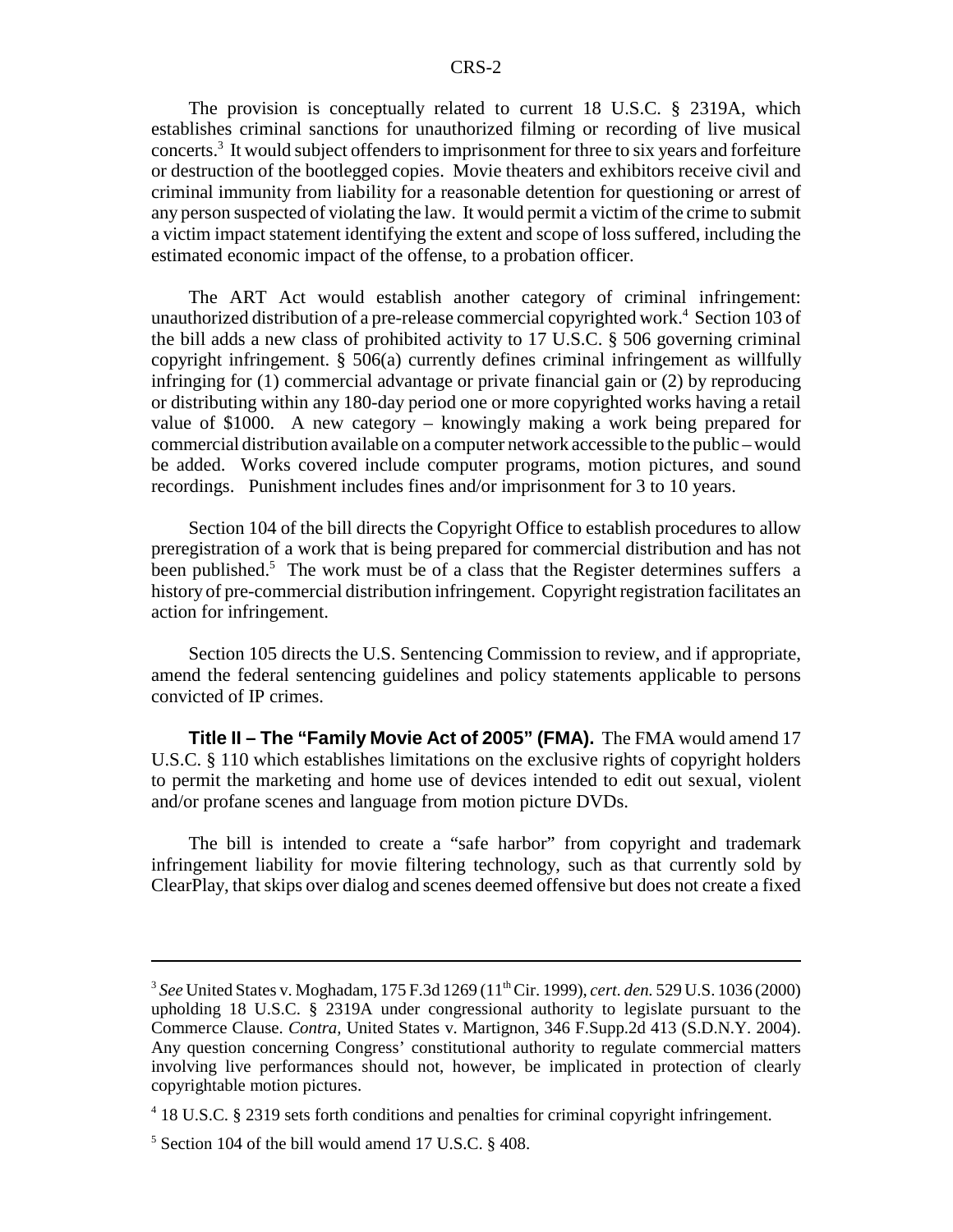The provision is conceptually related to current 18 U.S.C. § 2319A, which establishes criminal sanctions for unauthorized filming or recording of live musical concerts.[3] It would subject offenders to imprisonment for three to six years and forfeiture or destruction of the bootlegged copies. Movie theaters and exhibitors receive civil and criminal immunity from liability for a reasonable detention for questioning or arrest of any person suspected of violating the law. It would permit a victim of the crime to submit a victim impact statement identifying the extent and scope of loss suffered, including the estimated economic impact of the offense, to a probation officer.

The ART Act would establish another category of criminal infringement: unauthorized distribution of a pre-release commercial copyrighted work.[4] Section 103 of the bill adds a new class of prohibited activity to 17 U.S.C. § 506 governing criminal copyright infringement. § 506(a) currently defines criminal infringement as willfully infringing for (1) commercial advantage or private financial gain or (2) by reproducing or distributing within any 180-day period one or more copyrighted works having a retail value of $1000. A new category – knowingly making a work being prepared for commercial distribution available on a computer network accessible to the public – would be added. Works covered include computer programs, motion pictures, and sound recordings. Punishment includes fines and/or imprisonment for 3 to 10 years.

Section 104 of the bill directs the Copyright Office to establish procedures to allow preregistration of a work that is being prepared for commercial distribution and has not been published.[5] The work must be of a class that the Register determines suffers a history of pre-commercial distribution infringement. Copyright registration facilitates an action for infringement.

Section 105 directs the U.S. Sentencing Commission to review, and if appropriate, amend the federal sentencing guidelines and policy statements applicable to persons convicted of IP crimes.

**Title II – The "Family Movie Act of 2005" (FMA).** The FMA would amend 17 U.S.C. § 110 which establishes limitations on the exclusive rights of copyright holders to permit the marketing and home use of devices intended to edit out sexual, violent and/or profane scenes and language from motion picture DVDs.

The bill is intended to create a "safe harbor" from copyright and trademark infringement liability for movie filtering technology, such as that currently sold by ClearPlay, that skips over dialog and scenes deemed offensive but does not create a fixed

---

[3] *See* United States v. Moghadam, 175 F.3d 1269 (11th Cir. 1999), *cert. den.* 529 U.S. 1036 (2000) upholding 18 U.S.C. § 2319A under congressional authority to legislate pursuant to the Commerce Clause. *Contra,* United States v. Martignon, 346 F.Supp.2d 413 (S.D.N.Y. 2004). Any question concerning Congress' constitutional authority to regulate commercial matters involving live performances should not, however, be implicated in protection of clearly copyrightable motion pictures.

[4] 18 U.S.C. § 2319 sets forth conditions and penalties for criminal copyright infringement.

[5] Section 104 of the bill would amend 17 U.S.C. § 408.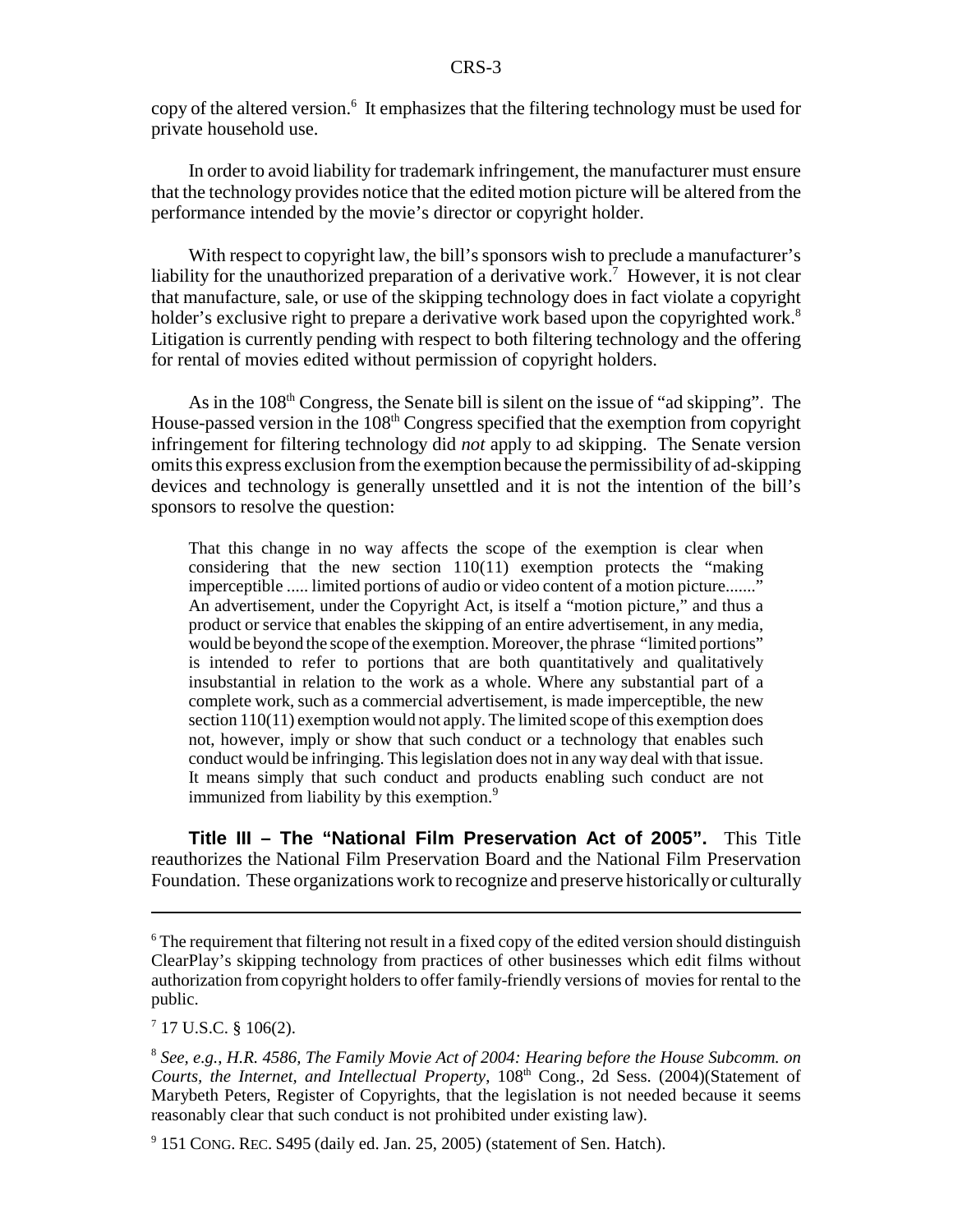copy of the altered version.[6] It emphasizes that the filtering technology must be used for private household use.

In order to avoid liability for trademark infringement, the manufacturer must ensure that the technology provides notice that the edited motion picture will be altered from the performance intended by the movie's director or copyright holder.

With respect to copyright law, the bill's sponsors wish to preclude a manufacturer's liability for the unauthorized preparation of a derivative work.[7] However, it is not clear that manufacture, sale, or use of the skipping technology does in fact violate a copyright holder's exclusive right to prepare a derivative work based upon the copyrighted work.[8] Litigation is currently pending with respect to both filtering technology and the offering for rental of movies edited without permission of copyright holders.

As in the 108th Congress, the Senate bill is silent on the issue of "ad skipping". The House-passed version in the 108th Congress specified that the exemption from copyright infringement for filtering technology did *not* apply to ad skipping. The Senate version omits this express exclusion from the exemption because the permissibility of ad-skipping devices and technology is generally unsettled and it is not the intention of the bill's sponsors to resolve the question:

> That this change in no way affects the scope of the exemption is clear when considering that the new section 110(11) exemption protects the "making imperceptible ..... limited portions of audio or video content of a motion picture......." An advertisement, under the Copyright Act, is itself a "motion picture," and thus a product or service that enables the skipping of an entire advertisement, in any media, would be beyond the scope of the exemption. Moreover, the phrase "limited portions" is intended to refer to portions that are both quantitatively and qualitatively insubstantial in relation to the work as a whole. Where any substantial part of a complete work, such as a commercial advertisement, is made imperceptible, the new section 110(11) exemption would not apply. The limited scope of this exemption does not, however, imply or show that such conduct or a technology that enables such conduct would be infringing. This legislation does not in any way deal with that issue. It means simply that such conduct and products enabling such conduct are not immunized from liability by this exemption.[9]

**Title III – The "National Film Preservation Act of 2005".** This Title reauthorizes the National Film Preservation Board and the National Film Preservation Foundation. These organizations work to recognize and preserve historically or culturally

---

[6] The requirement that filtering not result in a fixed copy of the edited version should distinguish ClearPlay's skipping technology from practices of other businesses which edit films without authorization from copyright holders to offer family-friendly versions of movies for rental to the public.

[7] 17 U.S.C. § 106(2).

[8] *See, e.g., H.R. 4586, The Family Movie Act of 2004: Hearing before the House Subcomm. on Courts, the Internet, and Intellectual Property*, 108th Cong., 2d Sess. (2004)(Statement of Marybeth Peters, Register of Copyrights, that the legislation is not needed because it seems reasonably clear that such conduct is not prohibited under existing law).

[9] 151 CONG. REC. S495 (daily ed. Jan. 25, 2005) (statement of Sen. Hatch).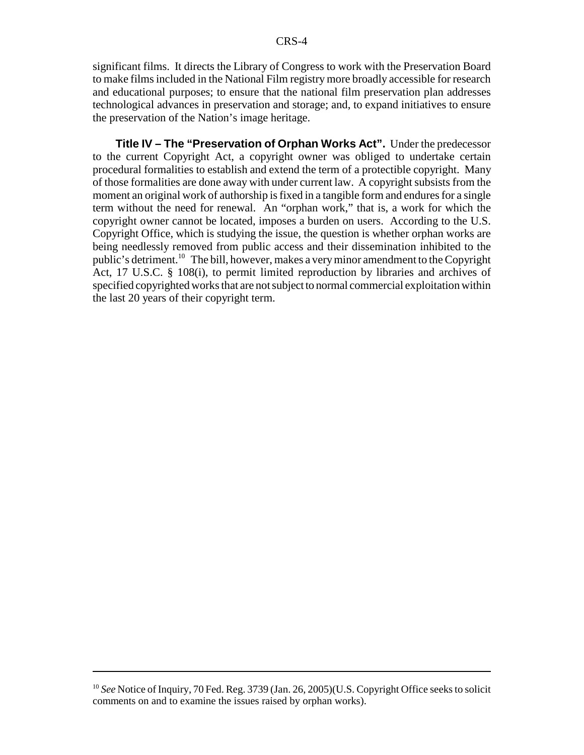significant films. It directs the Library of Congress to work with the Preservation Board to make films included in the National Film registry more broadly accessible for research and educational purposes; to ensure that the national film preservation plan addresses technological advances in preservation and storage; and, to expand initiatives to ensure the preservation of the Nation's image heritage.

**Title IV – The "Preservation of Orphan Works Act".** Under the predecessor to the current Copyright Act, a copyright owner was obliged to undertake certain procedural formalities to establish and extend the term of a protectible copyright. Many of those formalities are done away with under current law. A copyright subsists from the moment an original work of authorship is fixed in a tangible form and endures for a single term without the need for renewal. An "orphan work," that is, a work for which the copyright owner cannot be located, imposes a burden on users. According to the U.S. Copyright Office, which is studying the issue, the question is whether orphan works are being needlessly removed from public access and their dissemination inhibited to the public's detriment.[10] The bill, however, makes a very minor amendment to the Copyright Act, 17 U.S.C. § 108(i), to permit limited reproduction by libraries and archives of specified copyrighted works that are not subject to normal commercial exploitation within the last 20 years of their copyright term.

---

[10] *See* Notice of Inquiry, 70 Fed. Reg. 3739 (Jan. 26, 2005)(U.S. Copyright Office seeks to solicit comments on and to examine the issues raised by orphan works).